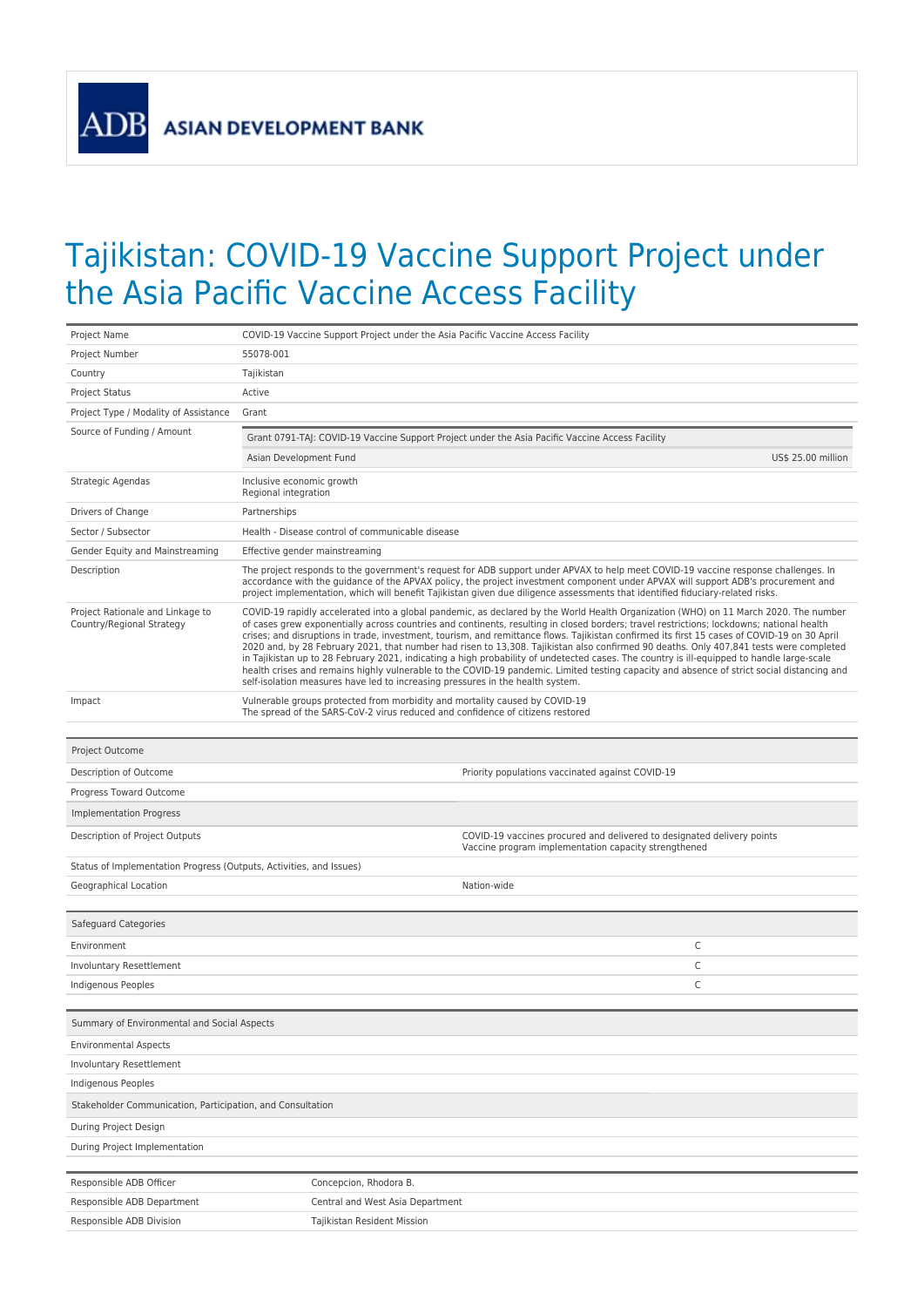ADB ASIAN DEVELOPMENT BANK

# Tajikistan: COVID-19 Vaccine Support Project under the Asia Pacific Vaccine Access Facility

| | |
|---|---|
| Project Name | COVID-19 Vaccine Support Project under the Asia Pacific Vaccine Access Facility |
| Project Number | 55078-001 |
| Country | Tajikistan |
| Project Status | Active |
| Project Type / Modality of Assistance | Grant |
| Source of Funding / Amount | Grant 0791-TAJ: COVID-19 Vaccine Support Project under the Asia Pacific Vaccine Access Facility<br>Asian Development Fund — US$ 25.00 million |
| Strategic Agendas | Inclusive economic growth<br>Regional integration |
| Drivers of Change | Partnerships |
| Sector / Subsector | Health - Disease control of communicable disease |
| Gender Equity and Mainstreaming | Effective gender mainstreaming |
| Description | The project responds to the government's request for ADB support under APVAX to help meet COVID-19 vaccine response challenges. In accordance with the guidance of the APVAX policy, the project investment component under APVAX will support ADB's procurement and project implementation, which will benefit Tajikistan given due diligence assessments that identified fiduciary-related risks. |
| Project Rationale and Linkage to Country/Regional Strategy | COVID-19 rapidly accelerated into a global pandemic, as declared by the World Health Organization (WHO) on 11 March 2020. The number of cases grew exponentially across countries and continents, resulting in closed borders; travel restrictions; lockdowns; national health crises; and disruptions in trade, investment, tourism, and remittance flows. Tajikistan confirmed its first 15 cases of COVID-19 on 30 April 2020 and, by 28 February 2021, that number had risen to 13,308. Tajikistan also confirmed 90 deaths. Only 407,841 tests were completed in Tajikistan up to 28 February 2021, indicating a high probability of undetected cases. The country is ill-equipped to handle large-scale health crises and remains highly vulnerable to the COVID-19 pandemic. Limited testing capacity and absence of strict social distancing and self-isolation measures have led to increasing pressures in the health system. |
| Impact | Vulnerable groups protected from morbidity and mortality caused by COVID-19<br>The spread of the SARS-CoV-2 virus reduced and confidence of citizens restored |

| Project Outcome | |
|---|---|
| Description of Outcome | Priority populations vaccinated against COVID-19 |
| Progress Toward Outcome | |
| **Implementation Progress** | |
| Description of Project Outputs | COVID-19 vaccines procured and delivered to designated delivery points<br>Vaccine program implementation capacity strengthened |
| Status of Implementation Progress (Outputs, Activities, and Issues) | |
| Geographical Location | Nation-wide |

| Safeguard Categories | |
|---|---|
| Environment | C |
| Involuntary Resettlement | C |
| Indigenous Peoples | C |

| Summary of Environmental and Social Aspects | |
|---|---|
| Environmental Aspects | |
| Involuntary Resettlement | |
| Indigenous Peoples | |
| **Stakeholder Communication, Participation, and Consultation** | |
| During Project Design | |
| During Project Implementation | |

| | |
|---|---|
| Responsible ADB Officer | Concepcion, Rhodora B. |
| Responsible ADB Department | Central and West Asia Department |
| Responsible ADB Division | Tajikistan Resident Mission |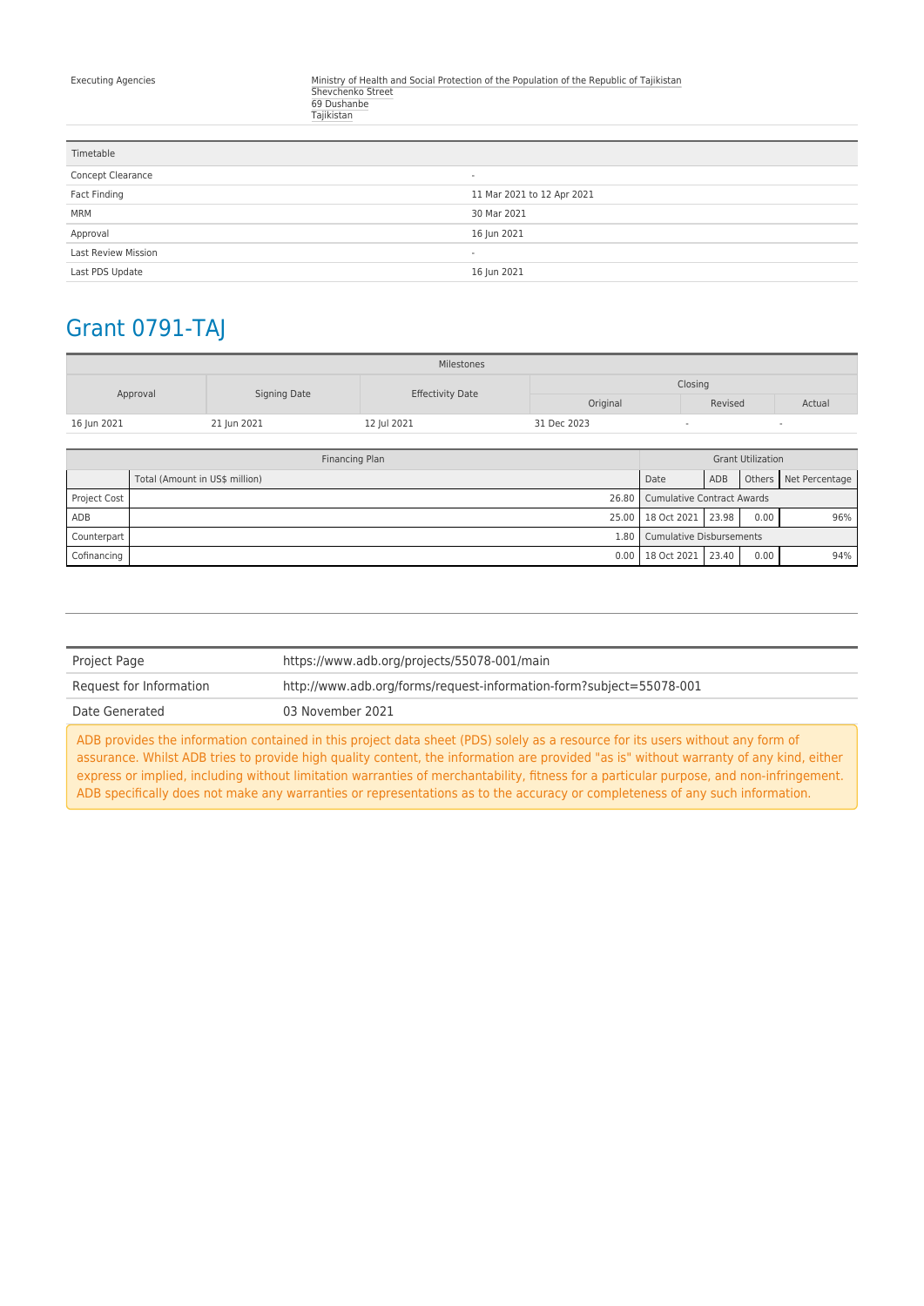| | |
|---|---|
| Executing Agencies | Ministry of Health and Social Protection of the Population of the Republic of Tajikistan<br>Shevchenko Street<br>69 Dushanbe<br>Tajikistan |

| Timetable | |
|---|---|
| Concept Clearance | - |
| Fact Finding | 11 Mar 2021 to 12 Apr 2021 |
| MRM | 30 Mar 2021 |
| Approval | 16 Jun 2021 |
| Last Review Mission | - |
| Last PDS Update | 16 Jun 2021 |

## Grant 0791-TAJ

| Milestones | | | | | |
|---|---|---|---|---|---|
| Approval | Signing Date | Effectivity Date | Closing | | |
| | | | Original | Revised | Actual |
| 16 Jun 2021 | 21 Jun 2021 | 12 Jul 2021 | 31 Dec 2023 | - | - |

| Financing Plan | | Grant Utilization | | | |
|---|---|---|---|---|---|
| | Total (Amount in US$ million) | Date | ADB | Others | Net Percentage |
| Project Cost | 26.80 | Cumulative Contract Awards | | | |
| ADB | 25.00 | 18 Oct 2021 | 23.98 | 0.00 | 96% |
| Counterpart | 1.80 | Cumulative Disbursements | | | |
| Cofinancing | 0.00 | 18 Oct 2021 | 23.40 | 0.00 | 94% |

| | |
|---|---|
| Project Page | https://www.adb.org/projects/55078-001/main |
| Request for Information | http://www.adb.org/forms/request-information-form?subject=55078-001 |
| Date Generated | 03 November 2021 |

ADB provides the information contained in this project data sheet (PDS) solely as a resource for its users without any form of assurance. Whilst ADB tries to provide high quality content, the information are provided "as is" without warranty of any kind, either express or implied, including without limitation warranties of merchantability, fitness for a particular purpose, and non-infringement. ADB specifically does not make any warranties or representations as to the accuracy or completeness of any such information.